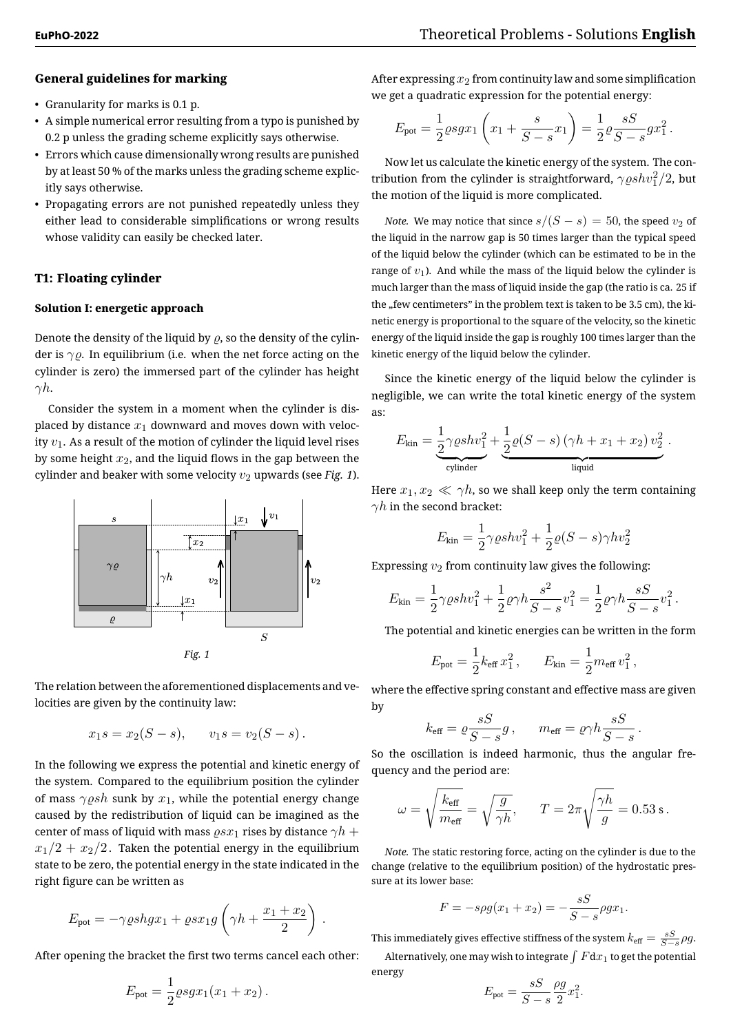## General guidelines for marking

- Granularity for marks is 0.1 p.
- A simple numerical error resulting from a typo is punished by 0.2 p unless the grading scheme explicitly says otherwise.
- Errors which cause dimensionally wrong results are punished by at least 50 % of the marks unless the grading scheme explicitly says otherwise.
- Propagating errors are not punished repeatedly unless they either lead to considerable simplifications or wrong results whose validity can easily be checked later.

## T1: Floating cylinder

### Solution I: energetic approach

Denote the density of the liquid by $\varrho$, so the density of the cylinder is $\gamma\varrho$. In equilibrium (i.e. when the net force acting on the cylinder is zero) the immersed part of the cylinder has height $\gamma h$.

Consider the system in a moment when the cylinder is displaced by distance $x_1$ downward and moves down with velocity $v_1$. As a result of the motion of cylinder the liquid level rises by some height $x_2$, and the liquid flows in the gap between the cylinder and beaker with some velocity $v_2$ upwards (see *Fig. 1*).

*Fig. 1*

The relation between the aforementioned displacements and velocities are given by the continuity law:

$$x_1 s = x_2(S-s), \qquad v_1 s = v_2(S-s)\,.$$

In the following we express the potential and kinetic energy of the system. Compared to the equilibrium position the cylinder of mass $\gamma\varrho s h$ sunk by $x_1$, while the potential energy change caused by the redistribution of liquid can be imagined as the center of mass of liquid with mass $\varrho s x_1$ rises by distance $\gamma h + x_1/2 + x_2/2$. Taken the potential energy in the equilibrium state to be zero, the potential energy in the state indicated in the right figure can be written as

$$E_{\text{pot}} = -\gamma\varrho s h g x_1 + \varrho s x_1 g\left(\gamma h + \frac{x_1+x_2}{2}\right)\,.$$

After opening the bracket the first two terms cancel each other:

$$E_{\text{pot}} = \frac{1}{2}\varrho s g x_1(x_1+x_2)\,.$$

After expressing $x_2$ from continuity law and some simplification we get a quadratic expression for the potential energy:

$$E_{\text{pot}} = \frac{1}{2}\varrho s g x_1\left(x_1 + \frac{s}{S-s}x_1\right) = \frac{1}{2}\varrho\frac{sS}{S-s}g x_1^2\,.$$

Now let us calculate the kinetic energy of the system. The contribution from the cylinder is straightforward, $\gamma\varrho s h v_1^2/2$, but the motion of the liquid is more complicated.

*Note.* We may notice that since $s/(S-s) = 50$, the speed $v_2$ of the liquid in the narrow gap is 50 times larger than the typical speed of the liquid below the cylinder (which can be estimated to be in the range of $v_1$). And while the mass of the liquid below the cylinder is much larger than the mass of liquid inside the gap (the ratio is ca. 25 if the „few centimeters" in the problem text is taken to be 3.5 cm), the kinetic energy is proportional to the square of the velocity, so the kinetic energy of the liquid inside the gap is roughly 100 times larger than the kinetic energy of the liquid below the cylinder.

Since the kinetic energy of the liquid below the cylinder is negligible, we can write the total kinetic energy of the system as:

$$E_{\text{kin}} = \underbrace{\frac{1}{2}\gamma\varrho s h v_1^2}_{\text{cylinder}} + \underbrace{\frac{1}{2}\varrho(S-s)\left(\gamma h + x_1 + x_2\right)v_2^2}_{\text{liquid}}\,.$$

Here $x_1, x_2 \ll \gamma h$, so we shall keep only the term containing $\gamma h$ in the second bracket:

$$E_{\text{kin}} = \frac{1}{2}\gamma\varrho s h v_1^2 + \frac{1}{2}\varrho(S-s)\gamma h v_2^2$$

Expressing $v_2$ from continuity law gives the following:

$$E_{\text{kin}} = \frac{1}{2}\gamma\varrho s h v_1^2 + \frac{1}{2}\varrho\gamma h\frac{s^2}{S-s}v_1^2 = \frac{1}{2}\varrho\gamma h\frac{sS}{S-s}v_1^2\,.$$

The potential and kinetic energies can be written in the form

$$E_{\text{pot}} = \frac{1}{2}k_{\text{eff}}\,x_1^2\,, \qquad E_{\text{kin}} = \frac{1}{2}m_{\text{eff}}\,v_1^2\,,$$

where the effective spring constant and effective mass are given by

$$k_{\text{eff}} = \varrho\frac{sS}{S-s}g\,, \qquad m_{\text{eff}} = \varrho\gamma h\frac{sS}{S-s}\,.$$

So the oscillation is indeed harmonic, thus the angular frequency and the period are:

$$\omega = \sqrt{\frac{k_{\text{eff}}}{m_{\text{eff}}}} = \sqrt{\frac{g}{\gamma h}}, \qquad T = 2\pi\sqrt{\frac{\gamma h}{g}} = 0.53\ \text{s}\,.$$

*Note.* The static restoring force, acting on the cylinder is due to the change (relative to the equilibrium position) of the hydrostatic pressure at its lower base:

$$F = -s\rho g(x_1+x_2) = -\frac{sS}{S-s}\rho g x_1.$$

This immediately gives effective stiffness of the system $k_{\text{eff}} = \frac{sS}{S-s}\rho g$.

Alternatively, one may wish to integrate $\int F\,\mathrm{d}x_1$ to get the potential energy

$$E_{\text{pot}} = \frac{sS}{S-s}\frac{\rho g}{2}x_1^2.$$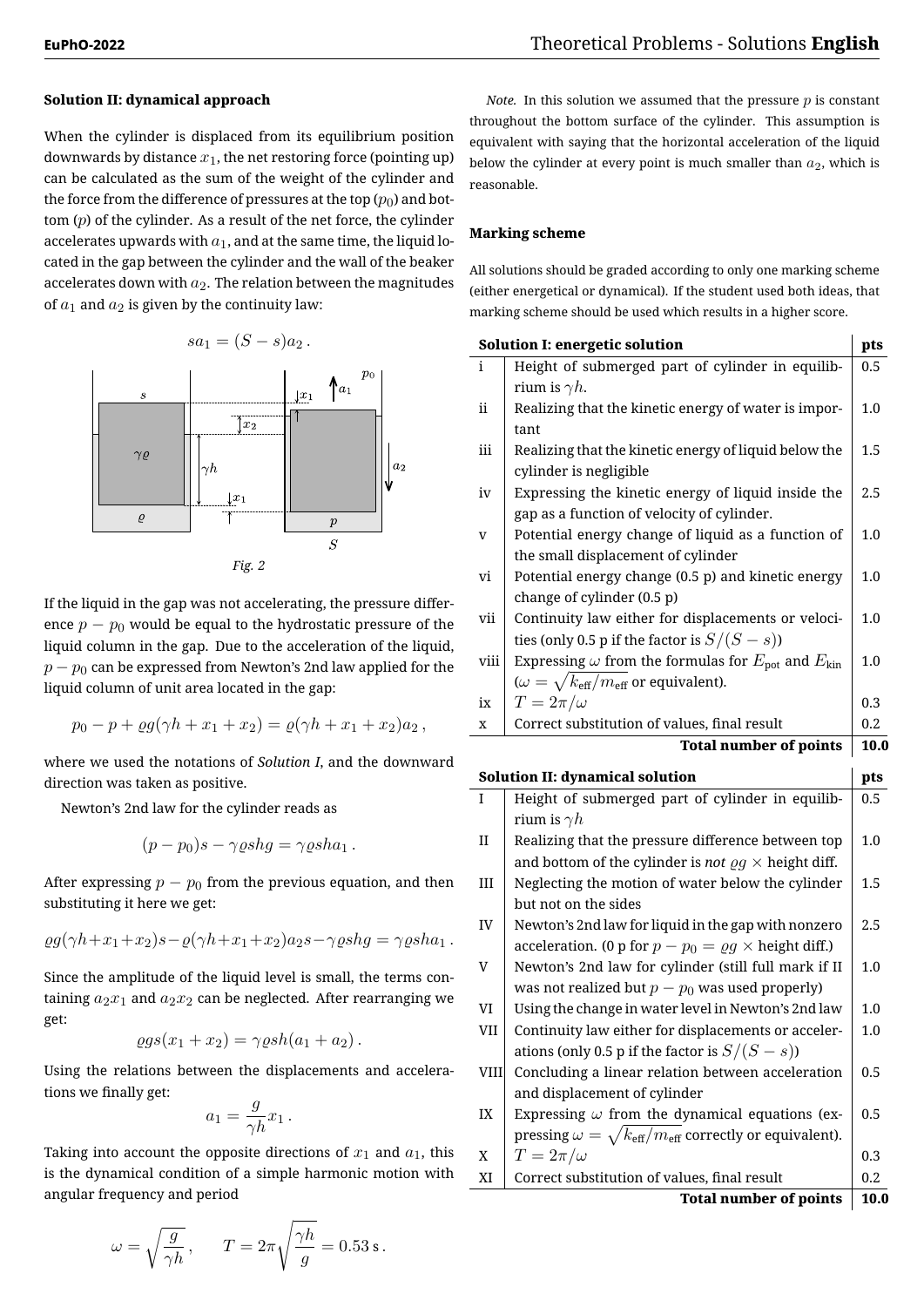**Solution II: dynamical approach**

When the cylinder is displaced from its equilibrium position downwards by distance $x_1$, the net restoring force (pointing up) can be calculated as the sum of the weight of the cylinder and the force from the difference of pressures at the top ($p_0$) and bottom ($p$) of the cylinder. As a result of the net force, the cylinder accelerates upwards with $a_1$, and at the same time, the liquid located in the gap between the cylinder and the wall of the beaker accelerates down with $a_2$. The relation between the magnitudes of $a_1$ and $a_2$ is given by the continuity law:

$$sa_1 = (S - s)a_2\,.$$

*Fig. 2*

If the liquid in the gap was not accelerating, the pressure difference $p - p_0$ would be equal to the hydrostatic pressure of the liquid column in the gap. Due to the acceleration of the liquid, $p - p_0$ can be expressed from Newton's 2nd law applied for the liquid column of unit area located in the gap:

$$p_0 - p + \varrho g(\gamma h + x_1 + x_2) = \varrho(\gamma h + x_1 + x_2)a_2\,,$$

where we used the notations of *Solution I*, and the downward direction was taken as positive.

Newton's 2nd law for the cylinder reads as

$$(p - p_0)s - \gamma\varrho shg = \gamma\varrho sha_1\,.$$

After expressing $p - p_0$ from the previous equation, and then substituting it here we get:

$$\varrho g(\gamma h + x_1 + x_2)s - \varrho(\gamma h + x_1 + x_2)a_2 s - \gamma\varrho shg = \gamma\varrho sha_1\,.$$

Since the amplitude of the liquid level is small, the terms containing $a_2 x_1$ and $a_2 x_2$ can be neglected. After rearranging we get:

$$\varrho gs(x_1 + x_2) = \gamma\varrho sh(a_1 + a_2)\,.$$

Using the relations between the displacements and accelerations we finally get:

$$a_1 = \frac{g}{\gamma h}x_1\,.$$

Taking into account the opposite directions of $x_1$ and $a_1$, this is the dynamical condition of a simple harmonic motion with angular frequency and period

$$\omega = \sqrt{\frac{g}{\gamma h}}\,, \qquad T = 2\pi\sqrt{\frac{\gamma h}{g}} = 0.53\,\mathrm{s}\,.$$

*Note.* In this solution we assumed that the pressure $p$ is constant throughout the bottom surface of the cylinder. This assumption is equivalent with saying that the horizontal acceleration of the liquid below the cylinder at every point is much smaller than $a_2$, which is reasonable.

**Marking scheme**

All solutions should be graded according to only one marking scheme (either energetical or dynamical). If the student used both ideas, that marking scheme should be used which results in a higher score.

| | **Solution I: energetic solution** | **pts** |
|---|---|---|
| i | Height of submerged part of cylinder in equilibrium is $\gamma h$. | 0.5 |
| ii | Realizing that the kinetic energy of water is important | 1.0 |
| iii | Realizing that the kinetic energy of liquid below the cylinder is negligible | 1.5 |
| iv | Expressing the kinetic energy of liquid inside the gap as a function of velocity of cylinder. | 2.5 |
| v | Potential energy change of liquid as a function of the small displacement of cylinder | 1.0 |
| vi | Potential energy change (0.5 p) and kinetic energy change of cylinder (0.5 p) | 1.0 |
| vii | Continuity law either for displacements or velocities (only 0.5 p if the factor is $S/(S-s)$) | 1.0 |
| viii | Expressing $\omega$ from the formulas for $E_{\mathrm{pot}}$ and $E_{\mathrm{kin}}$ ($\omega = \sqrt{k_{\mathrm{eff}}/m_{\mathrm{eff}}}$ or equivalent). | 1.0 |
| ix | $T = 2\pi/\omega$ | 0.3 |
| x | Correct substitution of values, final result | 0.2 |
| | **Total number of points** | **10.0** |

| | **Solution II: dynamical solution** | **pts** |
|---|---|---|
| I | Height of submerged part of cylinder in equilibrium is $\gamma h$ | 0.5 |
| II | Realizing that the pressure difference between top and bottom of the cylinder is *not* $\varrho g \times$ height diff. | 1.0 |
| III | Neglecting the motion of water below the cylinder but not on the sides | 1.5 |
| IV | Newton's 2nd law for liquid in the gap with nonzero acceleration. (0 p for $p - p_0 = \varrho g \times$ height diff.) | 2.5 |
| V | Newton's 2nd law for cylinder (still full mark if II was not realized but $p - p_0$ was used properly) | 1.0 |
| VI | Using the change in water level in Newton's 2nd law | 1.0 |
| VII | Continuity law either for displacements or accelerations (only 0.5 p if the factor is $S/(S-s)$) | 1.0 |
| VIII | Concluding a linear relation between acceleration and displacement of cylinder | 0.5 |
| IX | Expressing $\omega$ from the dynamical equations (expressing $\omega = \sqrt{k_{\mathrm{eff}}/m_{\mathrm{eff}}}$ correctly or equivalent). | 0.5 |
| X | $T = 2\pi/\omega$ | 0.3 |
| XI | Correct substitution of values, final result | 0.2 |
| | **Total number of points** | **10.0** |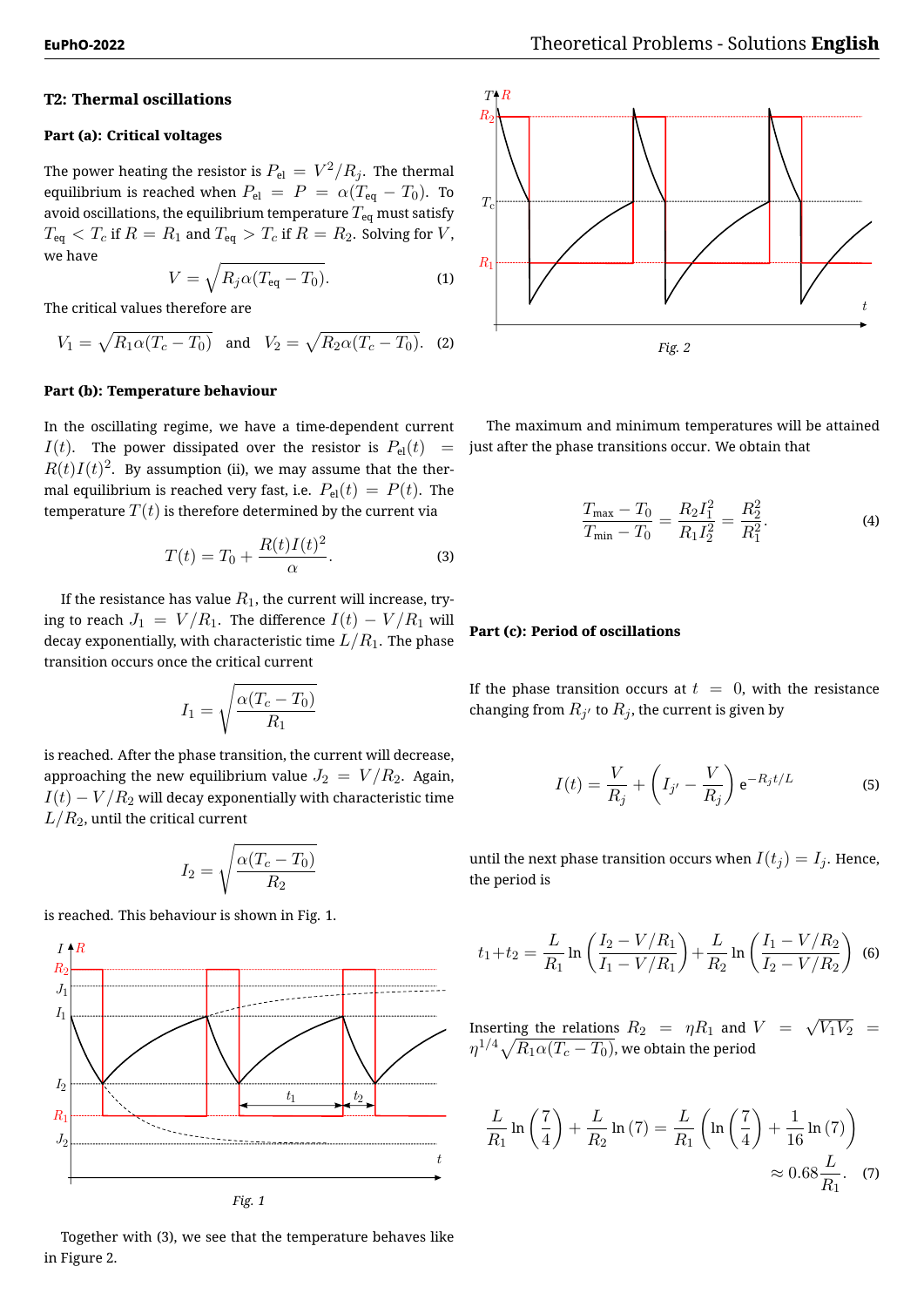## T2: Thermal oscillations

### Part (a): Critical voltages

The power heating the resistor is $P_{el} = V^2/R_j$. The thermal equilibrium is reached when $P_{el} = P = \alpha(T_{eq} - T_0)$. To avoid oscillations, the equilibrium temperature $T_{eq}$ must satisfy $T_{eq} < T_c$ if $R = R_1$ and $T_{eq} > T_c$ if $R = R_2$. Solving for $V$, we have

$$V = \sqrt{R_j \alpha (T_{eq} - T_0)}. \quad (1)$$

The critical values therefore are

$$V_1 = \sqrt{R_1 \alpha (T_c - T_0)} \quad \text{and} \quad V_2 = \sqrt{R_2 \alpha (T_c - T_0)}. \quad (2)$$

### Part (b): Temperature behaviour

In the oscillating regime, we have a time-dependent current $I(t)$. The power dissipated over the resistor is $P_{el}(t) = R(t)I(t)^2$. By assumption (ii), we may assume that the thermal equilibrium is reached very fast, i.e. $P_{el}(t) = P(t)$. The temperature $T(t)$ is therefore determined by the current via

$$T(t) = T_0 + \frac{R(t)I(t)^2}{\alpha}. \quad (3)$$

If the resistance has value $R_1$, the current will increase, trying to reach $J_1 = V/R_1$. The difference $I(t) - V/R_1$ will decay exponentially, with characteristic time $L/R_1$. The phase transition occurs once the critical current

$$I_1 = \sqrt{\frac{\alpha(T_c - T_0)}{R_1}}$$

is reached. After the phase transition, the current will decrease, approaching the new equilibrium value $J_2 = V/R_2$. Again, $I(t) - V/R_2$ will decay exponentially with characteristic time $L/R_2$, until the critical current

$$I_2 = \sqrt{\frac{\alpha(T_c - T_0)}{R_2}}$$

is reached. This behaviour is shown in Fig. 1.

*Fig. 1*

Together with (3), we see that the temperature behaves like in Figure 2.

*Fig. 2*

The maximum and minimum temperatures will be attained just after the phase transitions occur. We obtain that

$$\frac{T_{max} - T_0}{T_{min} - T_0} = \frac{R_2 I_1^2}{R_1 I_2^2} = \frac{R_2^2}{R_1^2}. \quad (4)$$

### Part (c): Period of oscillations

If the phase transition occurs at $t = 0$, with the resistance changing from $R_{j'}$ to $R_j$, the current is given by

$$I(t) = \frac{V}{R_j} + \left( I_{j'} - \frac{V}{R_j} \right) \mathrm{e}^{-R_j t/L} \quad (5)$$

until the next phase transition occurs when $I(t_j) = I_j$. Hence, the period is

$$t_1 + t_2 = \frac{L}{R_1} \ln\left( \frac{I_2 - V/R_1}{I_1 - V/R_1} \right) + \frac{L}{R_2} \ln\left( \frac{I_1 - V/R_2}{I_2 - V/R_2} \right) \quad (6)$$

Inserting the relations $R_2 = \eta R_1$ and $V = \sqrt{V_1 V_2} = \eta^{1/4} \sqrt{R_1 \alpha (T_c - T_0)}$, we obtain the period

$$\frac{L}{R_1} \ln\left(\frac{7}{4}\right) + \frac{L}{R_2} \ln(7) = \frac{L}{R_1} \left( \ln\left(\frac{7}{4}\right) + \frac{1}{16} \ln(7) \right) \approx 0.68 \frac{L}{R_1}. \quad (7)$$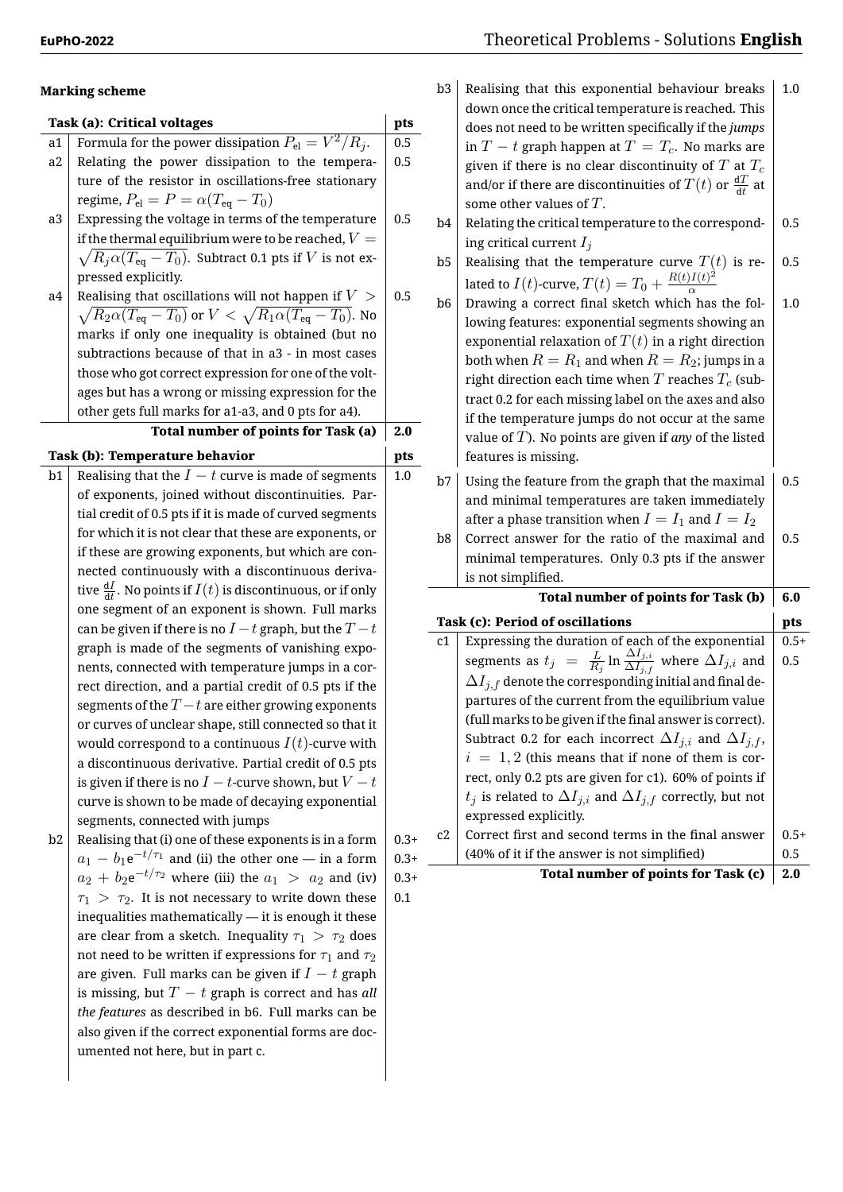### Marking scheme

| Task (a): Critical voltages | | pts |
|---|---|---|
| a1 | Formula for the power dissipation $P_{\text{el}} = V^2/R_j$. | 0.5 |
| a2 | Relating the power dissipation to the temperature of the resistor in oscillations-free stationary regime, $P_{\text{el}} = P = \alpha(T_{\text{eq}} - T_0)$ | 0.5 |
| a3 | Expressing the voltage in terms of the temperature if the thermal equilibrium were to be reached, $V = \sqrt{R_j\alpha(T_{\text{eq}} - T_0)}$. Subtract 0.1 pts if $V$ is not expressed explicitly. | 0.5 |
| a4 | Realising that oscillations will not happen if $V > \sqrt{R_2\alpha(T_{\text{eq}} - T_0)}$ or $V < \sqrt{R_1\alpha(T_{\text{eq}} - T_0)}$. No marks if only one inequality is obtained (but no subtractions because of that in a3 - in most cases those who got correct expression for one of the voltages but has a wrong or missing expression for the other gets full marks for a1-a3, and 0 pts for a4). | 0.5 |
| | **Total number of points for Task (a)** | **2.0** |

| Task (b): Temperature behavior | | pts |
|---|---|---|
| b1 | Realising that the $I - t$ curve is made of segments of exponents, joined without discontinuities. Partial credit of 0.5 pts if it is made of curved segments for which it is not clear that these are exponents, or if these are growing exponents, but which are connected continuously with a discontinuous derivative $\frac{dI}{dt}$. No points if $I(t)$ is discontinuous, or if only one segment of an exponent is shown. Full marks can be given if there is no $I - t$ graph, but the $T - t$ graph is made of the segments of vanishing exponents, connected with temperature jumps in a correct direction, and a partial credit of 0.5 pts if the segments of the $T - t$ are either growing exponents or curves of unclear shape, still connected so that it would correspond to a continuous $I(t)$-curve with a discontinuous derivative. Partial credit of 0.5 pts is given if there is no $I - t$-curve shown, but $V - t$ curve is shown to be made of decaying exponential segments, connected with jumps | 1.0 |
| b2 | Realising that (i) one of these exponents is in a form $a_1 - b_1 e^{-t/\tau_1}$ and (ii) the other one — in a form $a_2 + b_2 e^{-t/\tau_2}$ where (iii) the $a_1 > a_2$ and (iv) $\tau_1 > \tau_2$. It is not necessary to write down these inequalities mathematically — it is enough it these are clear from a sketch. Inequality $\tau_1 > \tau_2$ does not need to be written if expressions for $\tau_1$ and $\tau_2$ are given. Full marks can be given if $I - t$ graph is missing, but $T - t$ graph is correct and has *all the features* as described in b6. Full marks can be also given if the correct exponential forms are documented not here, but in part c. | 0.3+ 0.3+ 0.3+ 0.1 |
| b3 | Realising that this exponential behaviour breaks down once the critical temperature is reached. This does not need to be written specifically if the *jumps* in $T - t$ graph happen at $T = T_c$. No marks are given if there is no clear discontinuity of $T$ at $T_c$ and/or if there are discontinuities of $T(t)$ or $\frac{dT}{dt}$ at some other values of $T$. | 1.0 |
| b4 | Relating the critical temperature to the corresponding critical current $I_j$ | 0.5 |
| b5 | Realising that the temperature curve $T(t)$ is related to $I(t)$-curve, $T(t) = T_0 + \frac{R(t)I(t)^2}{\alpha}$ | 0.5 |
| b6 | Drawing a correct final sketch which has the following features: exponential segments showing an exponential relaxation of $T(t)$ in a right direction both when $R = R_1$ and when $R = R_2$; jumps in a right direction each time when $T$ reaches $T_c$ (subtract 0.2 for each missing label on the axes and also if the temperature jumps do not occur at the same value of $T$). No points are given if *any* of the listed features is missing. | 1.0 |
| b7 | Using the feature from the graph that the maximal and minimal temperatures are taken immediately after a phase transition when $I = I_1$ and $I = I_2$ | 0.5 |
| b8 | Correct answer for the ratio of the maximal and minimal temperatures. Only 0.3 pts if the answer is not simplified. | 0.5 |
| | **Total number of points for Task (b)** | **6.0** |

| Task (c): Period of oscillations | | pts |
|---|---|---|
| c1 | Expressing the duration of each of the exponential segments as $t_j = \frac{L}{R_j} \ln \frac{\Delta I_{j,i}}{\Delta I_{j,f}}$ where $\Delta I_{j,i}$ and $\Delta I_{j,f}$ denote the corresponding initial and final departures of the current from the equilibrium value (full marks to be given if the final answer is correct). Subtract 0.2 for each incorrect $\Delta I_{j,i}$ and $\Delta I_{j,f}$, $i = 1, 2$ (this means that if none of them is correct, only 0.2 pts are given for c1). 60% of points if $t_j$ is related to $\Delta I_{j,i}$ and $\Delta I_{j,f}$ correctly, but not expressed explicitly. | 0.5+ 0.5 |
| c2 | Correct first and second terms in the final answer (40% of it if the answer is not simplified) | 0.5+ 0.5 |
| | **Total number of points for Task (c)** | **2.0** |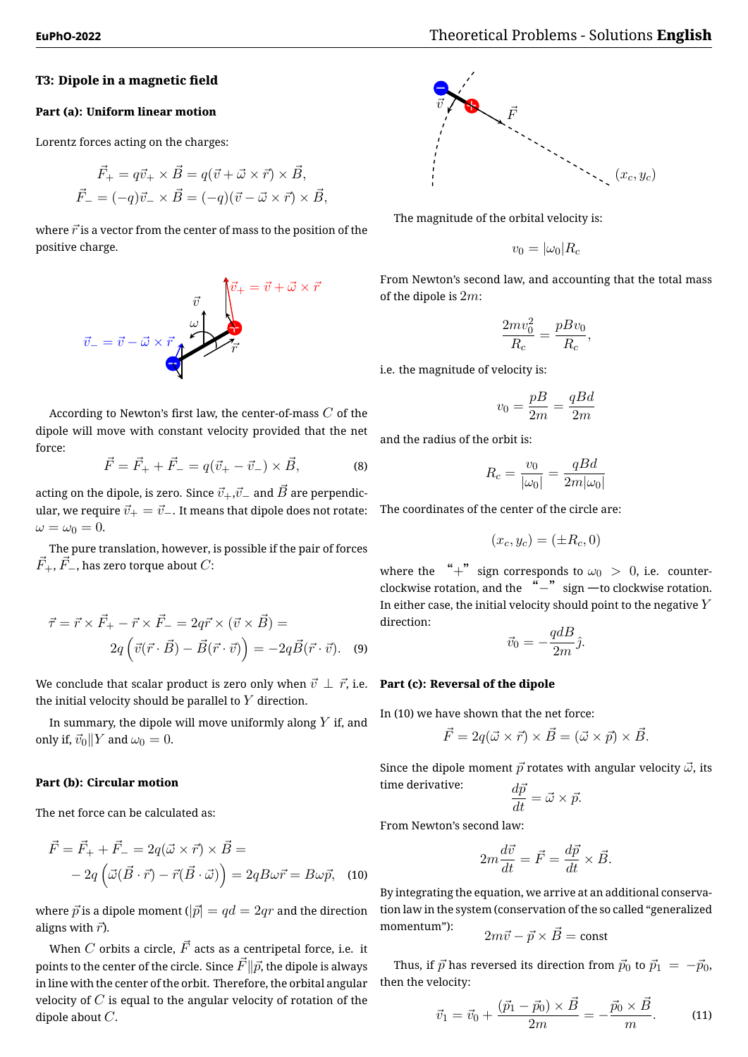## T3: Dipole in a magnetic field

### Part (a): Uniform linear motion

Lorentz forces acting on the charges:

$$\vec{F}_+ = q\vec{v}_+ \times \vec{B} = q(\vec{v} + \vec{\omega} \times \vec{r}) \times \vec{B},$$
$$\vec{F}_- = (-q)\vec{v}_- \times \vec{B} = (-q)(\vec{v} - \vec{\omega} \times \vec{r}) \times \vec{B},$$

where $\vec{r}$ is a vector from the center of mass to the position of the positive charge.

According to Newton's first law, the center-of-mass $C$ of the dipole will move with constant velocity provided that the net force:

$$\vec{F} = \vec{F}_+ + \vec{F}_- = q(\vec{v}_+ - \vec{v}_-) \times \vec{B}, \quad (8)$$

acting on the dipole, is zero. Since $\vec{v}_+$,$\vec{v}_-$ and $\vec{B}$ are perpendicular, we require $\vec{v}_+ = \vec{v}_-$. It means that dipole does not rotate: $\omega = \omega_0 = 0$.

The pure translation, however, is possible if the pair of forces $\vec{F}_+$, $\vec{F}_-$, has zero torque about $C$:

$$\vec{\tau} = \vec{r} \times \vec{F}_+ - \vec{r} \times \vec{F}_- = 2q\vec{r} \times (\vec{v} \times \vec{B}) = 2q\left(\vec{v}(\vec{r} \cdot \vec{B}) - \vec{B}(\vec{r} \cdot \vec{v})\right) = -2q\vec{B}(\vec{r} \cdot \vec{v}). \quad (9)$$

We conclude that scalar product is zero only when $\vec{v} \perp \vec{r}$, i.e. the initial velocity should be parallel to $Y$ direction.

In summary, the dipole will move uniformly along $Y$ if, and only if, $\vec{v}_0 \| Y$ and $\omega_0 = 0$.

### Part (b): Circular motion

The net force can be calculated as:

$$\vec{F} = \vec{F}_+ + \vec{F}_- = 2q(\vec{\omega} \times \vec{r}) \times \vec{B} = -2q\left(\vec{\omega}(\vec{B} \cdot \vec{r}) - \vec{r}(\vec{B} \cdot \vec{\omega})\right) = 2qB\omega\vec{r} = B\omega\vec{p}, \quad (10)$$

where $\vec{p}$ is a dipole moment ($|\vec{p}| = qd = 2qr$ and the direction aligns with $\vec{r}$).

When $C$ orbits a circle, $\vec{F}$ acts as a centripetal force, i.e. it points to the center of the circle. Since $\vec{F} \| \vec{p}$, the dipole is always in line with the center of the orbit. Therefore, the orbital angular velocity of $C$ is equal to the angular velocity of rotation of the dipole about $C$.

The magnitude of the orbital velocity is:

$$v_0 = |\omega_0| R_c$$

From Newton's second law, and accounting that the total mass of the dipole is $2m$:

$$\frac{2mv_0^2}{R_c} = \frac{pBv_0}{R_c},$$

i.e. the magnitude of velocity is:

$$v_0 = \frac{pB}{2m} = \frac{qBd}{2m}$$

and the radius of the orbit is:

$$R_c = \frac{v_0}{|\omega_0|} = \frac{qBd}{2m|\omega_0|}$$

The coordinates of the center of the circle are:

$$(x_c, y_c) = (\pm R_c, 0)$$

where the "+" sign corresponds to $\omega_0 > 0$, i.e. counter-clockwise rotation, and the "−" sign —to clockwise rotation. In either case, the initial velocity should point to the negative $Y$ direction:

$$\vec{v}_0 = -\frac{qdB}{2m}\hat{\jmath}.$$

### Part (c): Reversal of the dipole

In (10) we have shown that the net force:

$$\vec{F} = 2q(\vec{\omega} \times \vec{r}) \times \vec{B} = (\vec{\omega} \times \vec{p}) \times \vec{B}.$$

Since the dipole moment $\vec{p}$ rotates with angular velocity $\vec{\omega}$, its time derivative:

$$\frac{d\vec{p}}{dt} = \vec{\omega} \times \vec{p}.$$

From Newton's second law:

$$2m\frac{d\vec{v}}{dt} = \vec{F} = \frac{d\vec{p}}{dt} \times \vec{B}.$$

By integrating the equation, we arrive at an additional conservation law in the system (conservation of the so called "generalized momentum"):

$$2m\vec{v} - \vec{p} \times \vec{B} = \text{const}$$

Thus, if $\vec{p}$ has reversed its direction from $\vec{p}_0$ to $\vec{p}_1 = -\vec{p}_0$, then the velocity:

$$\vec{v}_1 = \vec{v}_0 + \frac{(\vec{p}_1 - \vec{p}_0) \times \vec{B}}{2m} = -\frac{\vec{p}_0 \times \vec{B}}{m}. \quad (11)$$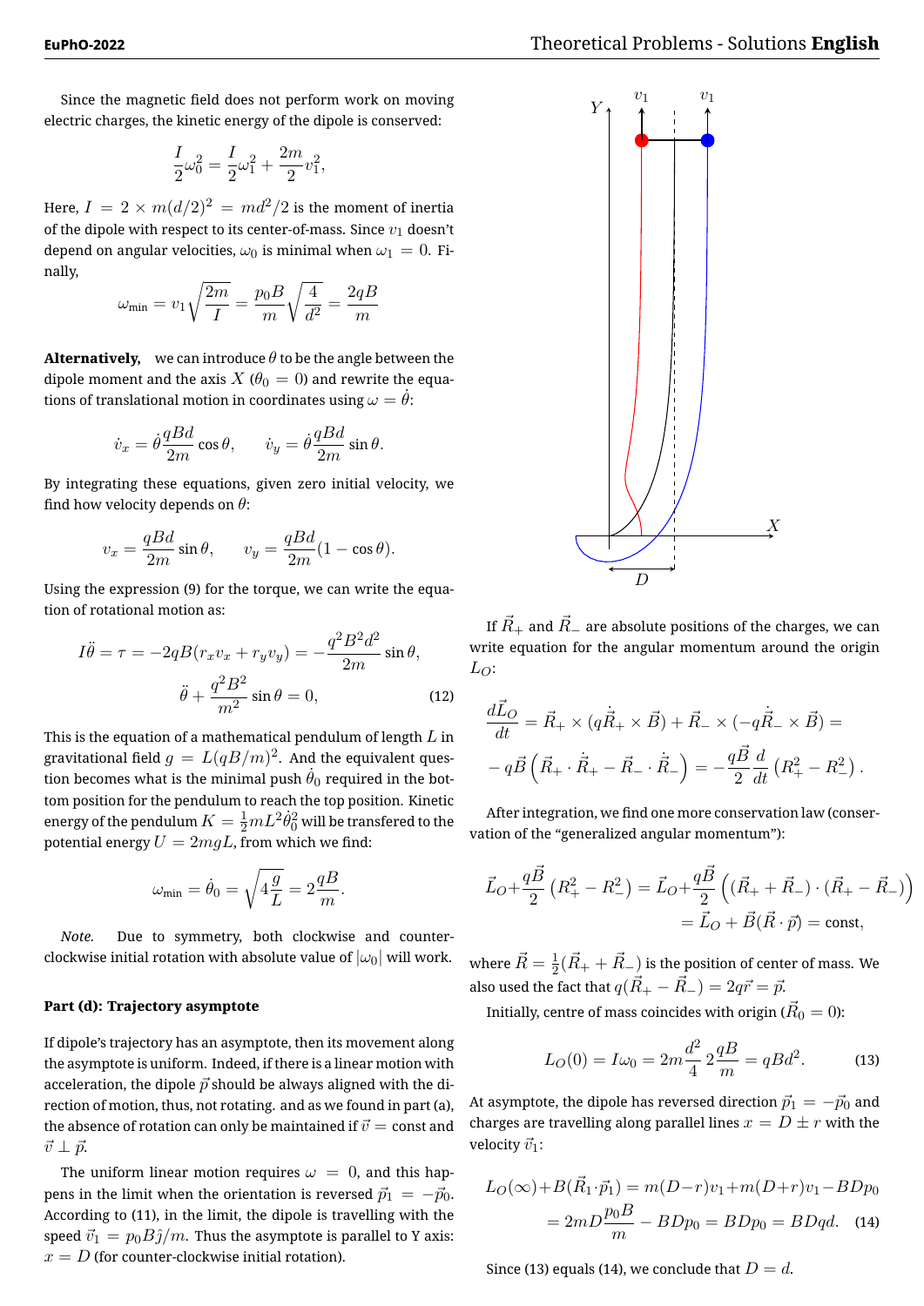Since the magnetic field does not perform work on moving electric charges, the kinetic energy of the dipole is conserved:

$$\frac{I}{2}\omega_0^2 = \frac{I}{2}\omega_1^2 + \frac{2m}{2}v_1^2,$$

Here, $I = 2 \times m(d/2)^2 = md^2/2$ is the moment of inertia of the dipole with respect to its center-of-mass. Since $v_1$ doesn't depend on angular velocities, $\omega_0$ is minimal when $\omega_1 = 0$. Finally,

$$\omega_{\min} = v_1\sqrt{\frac{2m}{I}} = \frac{p_0 B}{m}\sqrt{\frac{4}{d^2}} = \frac{2qB}{m}$$

**Alternatively,** we can introduce $\theta$ to be the angle between the dipole moment and the axis $X$ ($\theta_0 = 0$) and rewrite the equations of translational motion in coordinates using $\omega = \dot{\theta}$:

$$\dot{v}_x = \dot{\theta}\frac{qBd}{2m}\cos\theta, \qquad \dot{v}_y = \dot{\theta}\frac{qBd}{2m}\sin\theta.$$

By integrating these equations, given zero initial velocity, we find how velocity depends on $\theta$:

$$v_x = \frac{qBd}{2m}\sin\theta, \qquad v_y = \frac{qBd}{2m}(1-\cos\theta).$$

Using the expression (9) for the torque, we can write the equation of rotational motion as:

$$I\ddot{\theta} = \tau = -2qB(r_x v_x + r_y v_y) = -\frac{q^2B^2d^2}{2m}\sin\theta,$$

$$\ddot{\theta} + \frac{q^2B^2}{m^2}\sin\theta = 0, \tag{12}$$

This is the equation of a mathematical pendulum of length $L$ in gravitational field $g = L(qB/m)^2$. And the equivalent question becomes what is the minimal push $\dot{\theta}_0$ required in the bottom position for the pendulum to reach the top position. Kinetic energy of the pendulum $K = \frac{1}{2}mL^2\dot{\theta}_0^2$ will be transfered to the potential energy $U = 2mgL$, from which we find:

$$\omega_{\min} = \dot{\theta}_0 = \sqrt{4\frac{g}{L}} = 2\frac{qB}{m}.$$

*Note.* Due to symmetry, both clockwise and counter-clockwise initial rotation with absolute value of $|\omega_0|$ will work.

### Part (d): Trajectory asymptote

If dipole's trajectory has an asymptote, then its movement along the asymptote is uniform. Indeed, if there is a linear motion with acceleration, the dipole $\vec{p}$ should be always aligned with the direction of motion, thus, not rotating. and as we found in part (a), the absence of rotation can only be maintained if $\vec{v} = \text{const}$ and $\vec{v} \perp \vec{p}$.

The uniform linear motion requires $\omega = 0$, and this happens in the limit when the orientation is reversed $\vec{p}_1 = -\vec{p}_0$. According to (11), in the limit, the dipole is travelling with the speed $\vec{v}_1 = p_0 B\hat{j}/m$. Thus the asymptote is parallel to Y axis: $x = D$ (for counter-clockwise initial rotation).

If $\vec{R}_+$ and $\vec{R}_-$ are absolute positions of the charges, we can write equation for the angular momentum around the origin $L_O$:

$$\frac{d\vec{L}_O}{dt} = \vec{R}_+ \times (q\dot{\vec{R}}_+ \times \vec{B}) + \vec{R}_- \times (-q\dot{\vec{R}}_- \times \vec{B}) =$$

$$-q\vec{B}\left(\vec{R}_+\cdot\dot{\vec{R}}_+ - \vec{R}_-\cdot\dot{\vec{R}}_-\right) = -\frac{q\vec{B}}{2}\frac{d}{dt}\left(R_+^2 - R_-^2\right).$$

After integration, we find one more conservation law (conservation of the "generalized angular momentum"):

$$\vec{L}_O + \frac{q\vec{B}}{2}\left(R_+^2 - R_-^2\right) = \vec{L}_O + \frac{q\vec{B}}{2}\left((\vec{R}_+ + \vec{R}_-)\cdot(\vec{R}_+ - \vec{R}_-)\right)$$
$$= \vec{L}_O + \vec{B}(\vec{R}\cdot\vec{p}) = \text{const},$$

where $\vec{R} = \frac{1}{2}(\vec{R}_+ + \vec{R}_-)$ is the position of center of mass. We also used the fact that $q(\vec{R}_+ - \vec{R}_-) = 2q\vec{r} = \vec{p}$.

Initially, centre of mass coincides with origin ($\vec{R}_0 = 0$):

$$L_O(0) = I\omega_0 = 2m\frac{d^2}{4}\,2\frac{qB}{m} = qBd^2. \tag{13}$$

At asymptote, the dipole has reversed direction $\vec{p}_1 = -\vec{p}_0$ and charges are travelling along parallel lines $x = D \pm r$ with the velocity $\vec{v}_1$:

$$L_O(\infty) + B(\vec{R}_1\cdot\vec{p}_1) = m(D-r)v_1 + m(D+r)v_1 - BDp_0$$
$$= 2mD\frac{p_0 B}{m} - BDp_0 = BDp_0 = BDqd. \tag{14}$$

Since (13) equals (14), we conclude that $D = d$.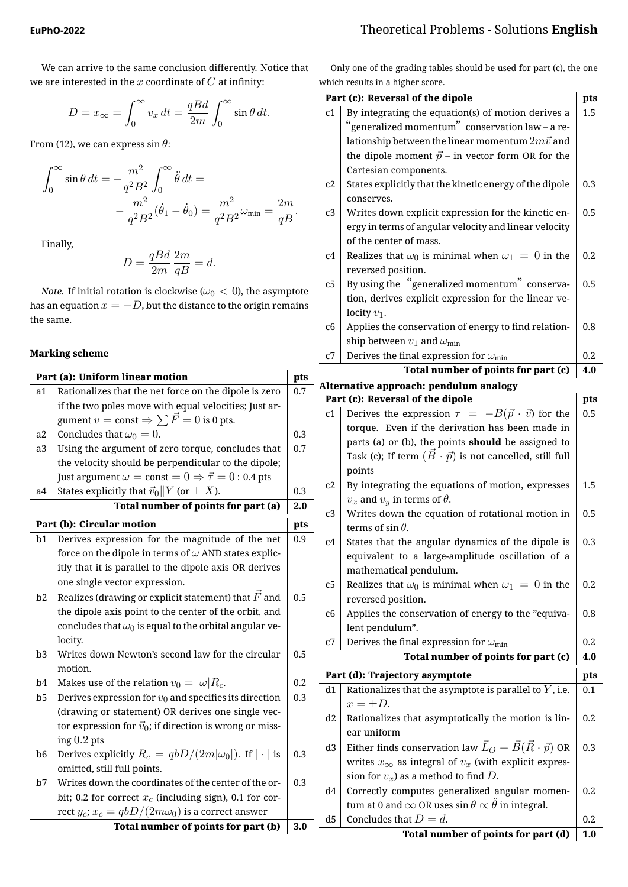We can arrive to the same conclusion differently. Notice that we are interested in the $x$ coordinate of $C$ at infinity:

$$D = x_\infty = \int_0^\infty v_x\,dt = \frac{qBd}{2m}\int_0^\infty \sin\theta\,dt.$$

From (12), we can express $\sin\theta$:

$$\int_0^\infty \sin\theta\,dt = -\frac{m^2}{q^2B^2}\int_0^\infty \ddot\theta\,dt = -\frac{m^2}{q^2B^2}(\dot\theta_1 - \dot\theta_0) = \frac{m^2}{q^2B^2}\omega_{\text{min}} = \frac{2m}{qB}.$$

Finally,

$$D = \frac{qBd}{2m}\frac{2m}{qB} = d.$$

*Note.* If initial rotation is clockwise ($\omega_0 < 0$), the asymptote has an equation $x = -D$, but the distance to the origin remains the same.

#### Marking scheme

| Part (a): Uniform linear motion | | pts |
|---|---|---|
| a1 | Rationalizes that the net force on the dipole is zero if the two poles move with equal velocities; Just argument $v = \text{const} \Rightarrow \sum \vec F = 0$ is 0 pts. | 0.7 |
| a2 | Concludes that $\omega_0 = 0$. | 0.3 |
| a3 | Using the argument of zero torque, concludes that the velocity should be perpendicular to the dipole; Just argument $\omega = \text{const} = 0 \Rightarrow \vec\tau = 0$ : 0.4 pts | 0.7 |
| a4 | States explicitly that $\vec v_0 \| Y$ (or $\perp X$). | 0.3 |
| | **Total number of points for part (a)** | **2.0** |

| Part (b): Circular motion | | pts |
|---|---|---|
| b1 | Derives expression for the magnitude of the net force on the dipole in terms of $\omega$ AND states explicitly that it is parallel to the dipole axis OR derives one single vector expression. | 0.9 |
| b2 | Realizes (drawing or explicit statement) that $\vec F$ and the dipole axis point to the center of the orbit, and concludes that $\omega_0$ is equal to the orbital angular velocity. | 0.5 |
| b3 | Writes down Newton's second law for the circular motion. | 0.5 |
| b4 | Makes use of the relation $v_0 = \lvert\omega\rvert R_c$. | 0.2 |
| b5 | Derives expression for $v_0$ and specifies its direction (drawing or statement) OR derives one single vector expression for $\vec v_0$; if direction is wrong or missing $0.2$ pts | 0.3 |
| b6 | Derives explicitly $R_c = qbD/(2m\lvert\omega_0\rvert)$. If $\lvert\cdot\rvert$ is omitted, still full points. | 0.3 |
| b7 | Writes down the coordinates of the center of the orbit; 0.2 for correct $x_c$ (including sign), 0.1 for correct $y_c$; $x_c = qbD/(2m\omega_0)$ is a correct answer | 0.3 |
| | **Total number of points for part (b)** | **3.0** |

Only one of the grading tables should be used for part (c), the one which results in a higher score.

| Part (c): Reversal of the dipole | | pts |
|---|---|---|
| c1 | By integrating the equation(s) of motion derives a "generalized momentum" conservation law – a relationship between the linear momentum $2m\vec v$ and the dipole moment $\vec p$ – in vector form OR for the Cartesian components. | 1.5 |
| c2 | States explicitly that the kinetic energy of the dipole conserves. | 0.3 |
| c3 | Writes down explicit expression for the kinetic energy in terms of angular velocity and linear velocity of the center of mass. | 0.5 |
| c4 | Realizes that $\omega_0$ is minimal when $\omega_1 = 0$ in the reversed position. | 0.2 |
| c5 | By using the "generalized momentum" conservation, derives explicit expression for the linear velocity $v_1$. | 0.5 |
| c6 | Applies the conservation of energy to find relationship between $v_1$ and $\omega_{\text{min}}$ | 0.8 |
| c7 | Derives the final expression for $\omega_{\text{min}}$ | 0.2 |
| | **Total number of points for part (c)** | **4.0** |

**Alternative approach: pendulum analogy**

| Part (c): Reversal of the dipole | | pts |
|---|---|---|
| c1 | Derives the expression $\tau = -B(\vec p\cdot\vec v)$ for the torque. Even if the derivation has been made in parts (a) or (b), the points **should** be assigned to Task (c); If term $(\vec B\cdot\vec p)$ is not cancelled, still full points | 0.5 |
| c2 | By integrating the equations of motion, expresses $v_x$ and $v_y$ in terms of $\theta$. | 1.5 |
| c3 | Writes down the equation of rotational motion in terms of $\sin\theta$. | 0.5 |
| c4 | States that the angular dynamics of the dipole is equivalent to a large-amplitude oscillation of a mathematical pendulum. | 0.3 |
| c5 | Realizes that $\omega_0$ is minimal when $\omega_1 = 0$ in the reversed position. | 0.2 |
| c6 | Applies the conservation of energy to the "equivalent pendulum". | 0.8 |
| c7 | Derives the final expression for $\omega_{\text{min}}$ | 0.2 |
| | **Total number of points for part (c)** | **4.0** |

| Part (d): Trajectory asymptote | | pts |
|---|---|---|
| d1 | Rationalizes that the asymptote is parallel to $Y$, i.e. $x = \pm D$. | 0.1 |
| d2 | Rationalizes that asymptotically the motion is linear uniform | 0.2 |
| d3 | Either finds conservation law $\vec L_O + \vec B(\vec R\cdot\vec p)$ OR writes $x_\infty$ as integral of $v_x$ (with explicit expression for $v_x$) as a method to find $D$. | 0.3 |
| d4 | Correctly computes generalized angular momentum at 0 and $\infty$ OR uses $\sin\theta \propto \ddot\theta$ in integral. | 0.2 |
| d5 | Concludes that $D = d$. | 0.2 |
| | **Total number of points for part (d)** | **1.0** |